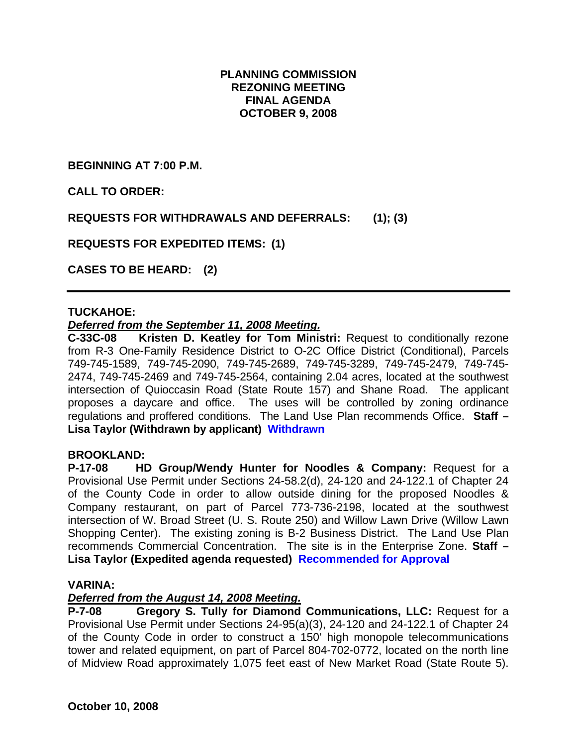**PLANNING COMMISSION**
**REZONING MEETING**
**FINAL AGENDA**
**OCTOBER 9, 2008**

**BEGINNING AT 7:00 P.M.**

**CALL TO ORDER:**

**REQUESTS FOR WITHDRAWALS AND DEFERRALS: (1); (3)**

**REQUESTS FOR EXPEDITED ITEMS: (1)**

**CASES TO BE HEARD: (2)**

---

**TUCKAHOE:**

***Deferred from the September 11, 2008 Meeting.***

**C-33C-08 Kristen D. Keatley for Tom Ministri:** Request to conditionally rezone from R-3 One-Family Residence District to O-2C Office District (Conditional), Parcels 749-745-1589, 749-745-2090, 749-745-2689, 749-745-3289, 749-745-2479, 749-745-2474, 749-745-2469 and 749-745-2564, containing 2.04 acres, located at the southwest intersection of Quioccasin Road (State Route 157) and Shane Road. The applicant proposes a daycare and office. The uses will be controlled by zoning ordinance regulations and proffered conditions. The Land Use Plan recommends Office. **Staff – Lisa Taylor (Withdrawn by applicant) Withdrawn**

**BROOKLAND:**

**P-17-08 HD Group/Wendy Hunter for Noodles & Company:** Request for a Provisional Use Permit under Sections 24-58.2(d), 24-120 and 24-122.1 of Chapter 24 of the County Code in order to allow outside dining for the proposed Noodles & Company restaurant, on part of Parcel 773-736-2198, located at the southwest intersection of W. Broad Street (U. S. Route 250) and Willow Lawn Drive (Willow Lawn Shopping Center). The existing zoning is B-2 Business District. The Land Use Plan recommends Commercial Concentration. The site is in the Enterprise Zone. **Staff – Lisa Taylor (Expedited agenda requested) Recommended for Approval**

**VARINA:**

***Deferred from the August 14, 2008 Meeting.***

**P-7-08 Gregory S. Tully for Diamond Communications, LLC:** Request for a Provisional Use Permit under Sections 24-95(a)(3), 24-120 and 24-122.1 of Chapter 24 of the County Code in order to construct a 150' high monopole telecommunications tower and related equipment, on part of Parcel 804-702-0772, located on the north line of Midview Road approximately 1,075 feet east of New Market Road (State Route 5).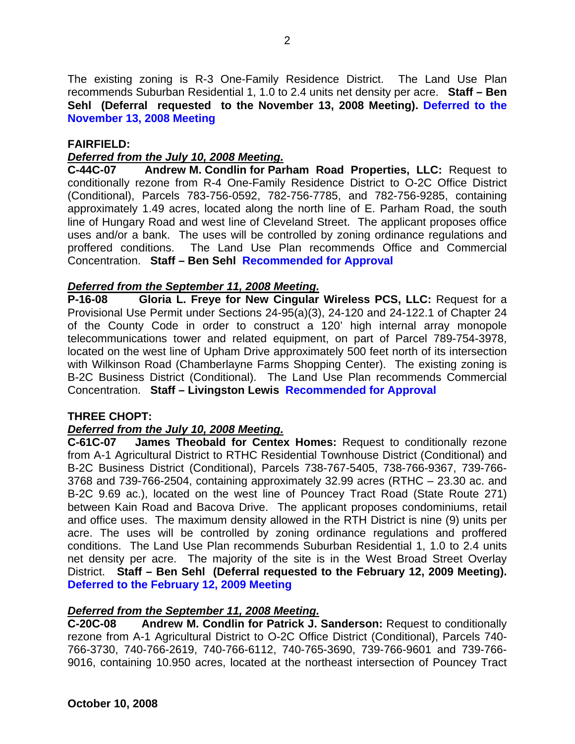The existing zoning is R-3 One-Family Residence District. The Land Use Plan recommends Suburban Residential 1, 1.0 to 2.4 units net density per acre. **Staff – Ben Sehl (Deferral requested to the November 13, 2008 Meeting). Deferred to the November 13, 2008 Meeting**

**FAIRFIELD:**

***Deferred from the July 10, 2008 Meeting.***

**C-44C-07 Andrew M. Condlin for Parham Road Properties, LLC:** Request to conditionally rezone from R-4 One-Family Residence District to O-2C Office District (Conditional), Parcels 783-756-0592, 782-756-7785, and 782-756-9285, containing approximately 1.49 acres, located along the north line of E. Parham Road, the south line of Hungary Road and west line of Cleveland Street. The applicant proposes office uses and/or a bank. The uses will be controlled by zoning ordinance regulations and proffered conditions. The Land Use Plan recommends Office and Commercial Concentration. **Staff – Ben Sehl Recommended for Approval**

***Deferred from the September 11, 2008 Meeting.***

**P-16-08 Gloria L. Freye for New Cingular Wireless PCS, LLC:** Request for a Provisional Use Permit under Sections 24-95(a)(3), 24-120 and 24-122.1 of Chapter 24 of the County Code in order to construct a 120' high internal array monopole telecommunications tower and related equipment, on part of Parcel 789-754-3978, located on the west line of Upham Drive approximately 500 feet north of its intersection with Wilkinson Road (Chamberlayne Farms Shopping Center). The existing zoning is B-2C Business District (Conditional). The Land Use Plan recommends Commercial Concentration. **Staff – Livingston Lewis Recommended for Approval**

**THREE CHOPT:**

***Deferred from the July 10, 2008 Meeting.***

**C-61C-07 James Theobald for Centex Homes:** Request to conditionally rezone from A-1 Agricultural District to RTHC Residential Townhouse District (Conditional) and B-2C Business District (Conditional), Parcels 738-767-5405, 738-766-9367, 739-766-3768 and 739-766-2504, containing approximately 32.99 acres (RTHC – 23.30 ac. and B-2C 9.69 ac.), located on the west line of Pouncey Tract Road (State Route 271) between Kain Road and Bacova Drive. The applicant proposes condominiums, retail and office uses. The maximum density allowed in the RTH District is nine (9) units per acre. The uses will be controlled by zoning ordinance regulations and proffered conditions. The Land Use Plan recommends Suburban Residential 1, 1.0 to 2.4 units net density per acre. The majority of the site is in the West Broad Street Overlay District. **Staff – Ben Sehl (Deferral requested to the February 12, 2009 Meeting). Deferred to the February 12, 2009 Meeting**

***Deferred from the September 11, 2008 Meeting.***

**C-20C-08 Andrew M. Condlin for Patrick J. Sanderson:** Request to conditionally rezone from A-1 Agricultural District to O-2C Office District (Conditional), Parcels 740-766-3730, 740-766-2619, 740-766-6112, 740-765-3690, 739-766-9601 and 739-766-9016, containing 10.950 acres, located at the northeast intersection of Pouncey Tract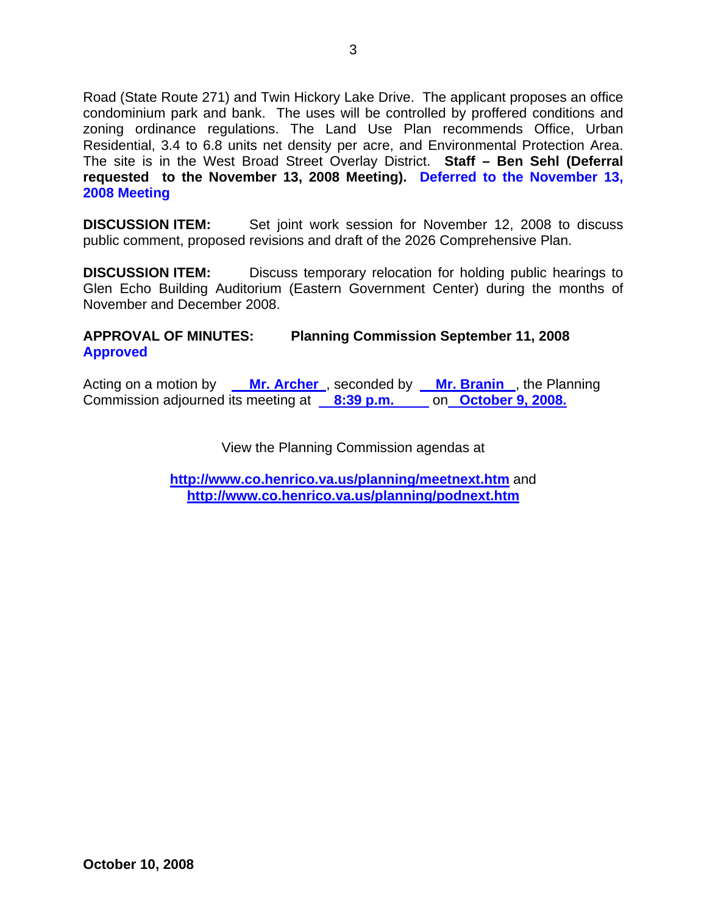Road (State Route 271) and Twin Hickory Lake Drive. The applicant proposes an office condominium park and bank. The uses will be controlled by proffered conditions and zoning ordinance regulations. The Land Use Plan recommends Office, Urban Residential, 3.4 to 6.8 units net density per acre, and Environmental Protection Area. The site is in the West Broad Street Overlay District. **Staff – Ben Sehl (Deferral requested to the November 13, 2008 Meeting).** **Deferred to the November 13, 2008 Meeting**

**DISCUSSION ITEM:** Set joint work session for November 12, 2008 to discuss public comment, proposed revisions and draft of the 2026 Comprehensive Plan.

**DISCUSSION ITEM:** Discuss temporary relocation for holding public hearings to Glen Echo Building Auditorium (Eastern Government Center) during the months of November and December 2008.

**APPROVAL OF MINUTES: Planning Commission September 11, 2008**
**Approved**

Acting on a motion by **Mr. Archer**, seconded by **Mr. Branin**, the Planning Commission adjourned its meeting at **8:39 p.m.** on **October 9, 2008.**

View the Planning Commission agendas at

**http://www.co.henrico.va.us/planning/meetnext.htm** and **http://www.co.henrico.va.us/planning/podnext.htm**

**October 10, 2008**